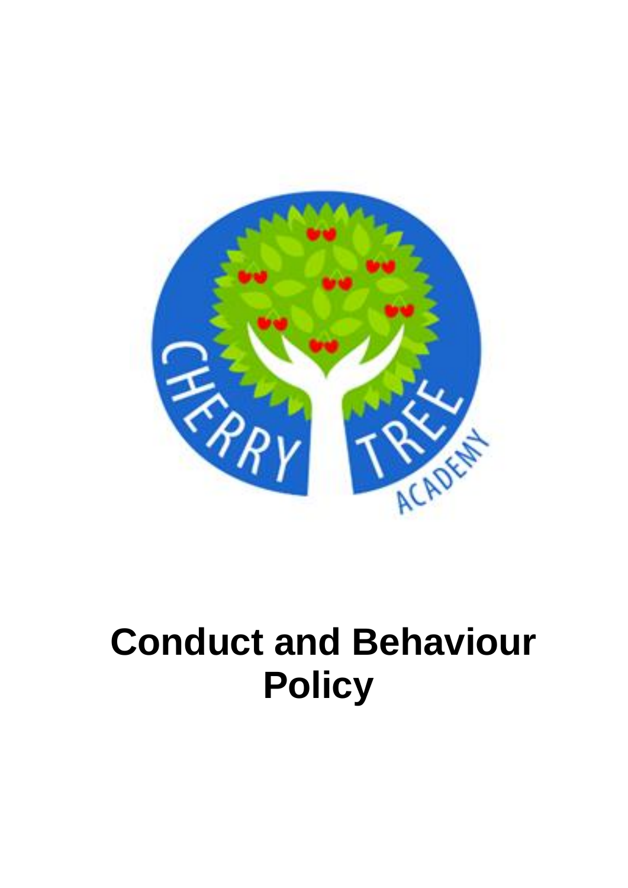# Conduct and Behaviour Policy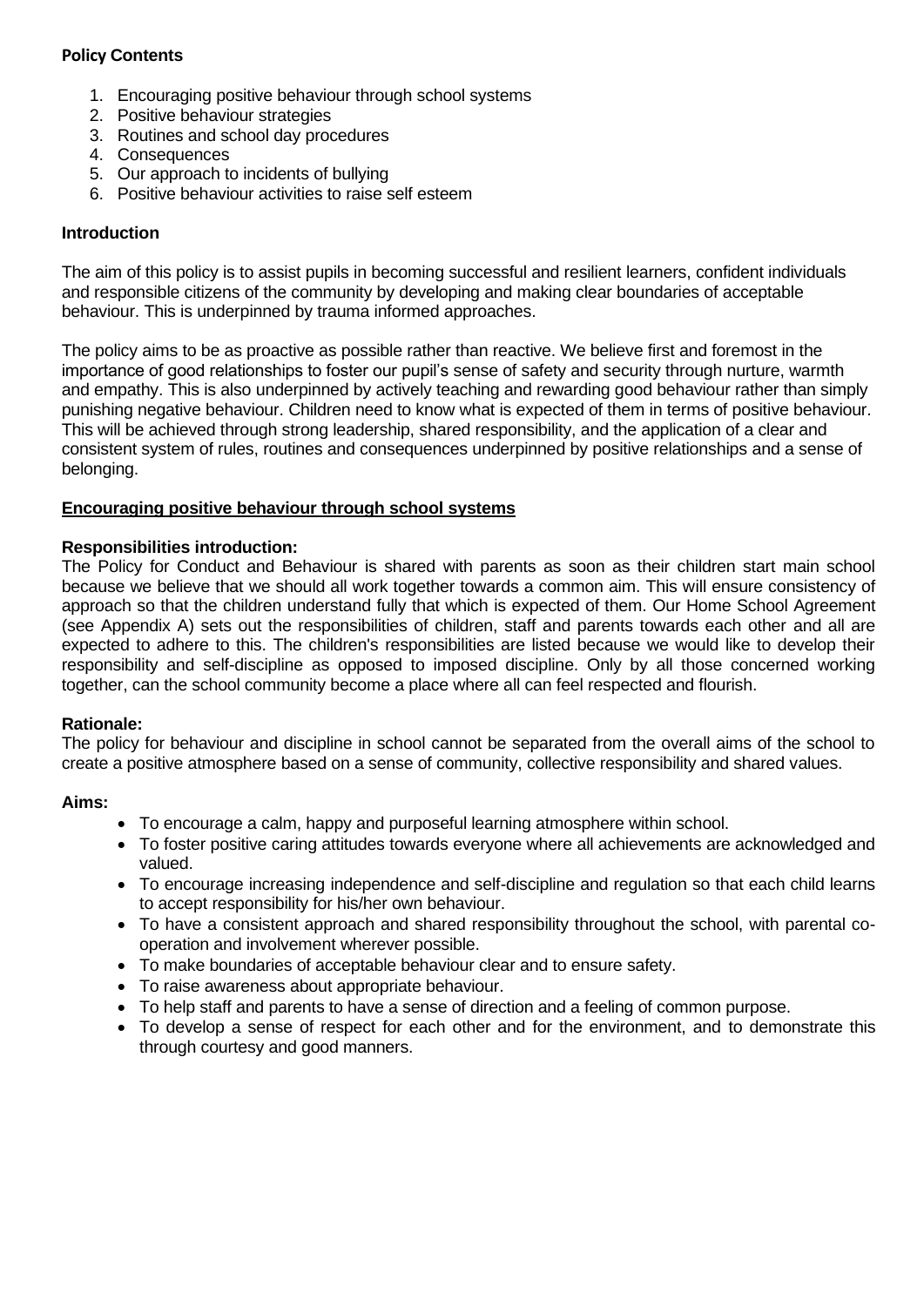**Policy Contents**

1. Encouraging positive behaviour through school systems
2. Positive behaviour strategies
3. Routines and school day procedures
4. Consequences
5. Our approach to incidents of bullying
6. Positive behaviour activities to raise self esteem

**Introduction**

The aim of this policy is to assist pupils in becoming successful and resilient learners, confident individuals and responsible citizens of the community by developing and making clear boundaries of acceptable behaviour. This is underpinned by trauma informed approaches.

The policy aims to be as proactive as possible rather than reactive. We believe first and foremost in the importance of good relationships to foster our pupil's sense of safety and security through nurture, warmth and empathy. This is also underpinned by actively teaching and rewarding good behaviour rather than simply punishing negative behaviour. Children need to know what is expected of them in terms of positive behaviour. This will be achieved through strong leadership, shared responsibility, and the application of a clear and consistent system of rules, routines and consequences underpinned by positive relationships and a sense of belonging.

## Encouraging positive behaviour through school systems

**Responsibilities introduction:**
The Policy for Conduct and Behaviour is shared with parents as soon as their children start main school because we believe that we should all work together towards a common aim. This will ensure consistency of approach so that the children understand fully that which is expected of them. Our Home School Agreement (see Appendix A) sets out the responsibilities of children, staff and parents towards each other and all are expected to adhere to this. The children's responsibilities are listed because we would like to develop their responsibility and self-discipline as opposed to imposed discipline. Only by all those concerned working together, can the school community become a place where all can feel respected and flourish.

**Rationale:**
The policy for behaviour and discipline in school cannot be separated from the overall aims of the school to create a positive atmosphere based on a sense of community, collective responsibility and shared values.

**Aims:**

- To encourage a calm, happy and purposeful learning atmosphere within school.
- To foster positive caring attitudes towards everyone where all achievements are acknowledged and valued.
- To encourage increasing independence and self-discipline and regulation so that each child learns to accept responsibility for his/her own behaviour.
- To have a consistent approach and shared responsibility throughout the school, with parental co-operation and involvement wherever possible.
- To make boundaries of acceptable behaviour clear and to ensure safety.
- To raise awareness about appropriate behaviour.
- To help staff and parents to have a sense of direction and a feeling of common purpose.
- To develop a sense of respect for each other and for the environment, and to demonstrate this through courtesy and good manners.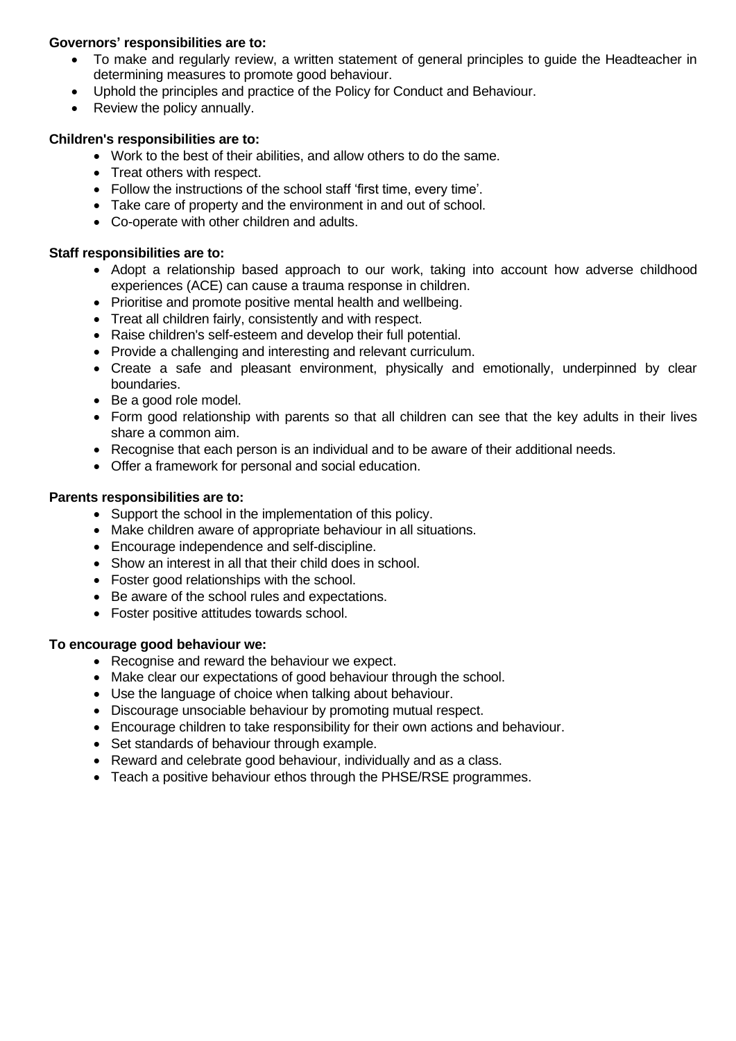**Governors' responsibilities are to:**

- To make and regularly review, a written statement of general principles to guide the Headteacher in determining measures to promote good behaviour.
- Uphold the principles and practice of the Policy for Conduct and Behaviour.
- Review the policy annually.

**Children's responsibilities are to:**

- Work to the best of their abilities, and allow others to do the same.
- Treat others with respect.
- Follow the instructions of the school staff 'first time, every time'.
- Take care of property and the environment in and out of school.
- Co-operate with other children and adults.

**Staff responsibilities are to:**

- Adopt a relationship based approach to our work, taking into account how adverse childhood experiences (ACE) can cause a trauma response in children.
- Prioritise and promote positive mental health and wellbeing.
- Treat all children fairly, consistently and with respect.
- Raise children's self-esteem and develop their full potential.
- Provide a challenging and interesting and relevant curriculum.
- Create a safe and pleasant environment, physically and emotionally, underpinned by clear boundaries.
- Be a good role model.
- Form good relationship with parents so that all children can see that the key adults in their lives share a common aim.
- Recognise that each person is an individual and to be aware of their additional needs.
- Offer a framework for personal and social education.

**Parents responsibilities are to:**

- Support the school in the implementation of this policy.
- Make children aware of appropriate behaviour in all situations.
- Encourage independence and self-discipline.
- Show an interest in all that their child does in school.
- Foster good relationships with the school.
- Be aware of the school rules and expectations.
- Foster positive attitudes towards school.

**To encourage good behaviour we:**

- Recognise and reward the behaviour we expect.
- Make clear our expectations of good behaviour through the school.
- Use the language of choice when talking about behaviour.
- Discourage unsociable behaviour by promoting mutual respect.
- Encourage children to take responsibility for their own actions and behaviour.
- Set standards of behaviour through example.
- Reward and celebrate good behaviour, individually and as a class.
- Teach a positive behaviour ethos through the PHSE/RSE programmes.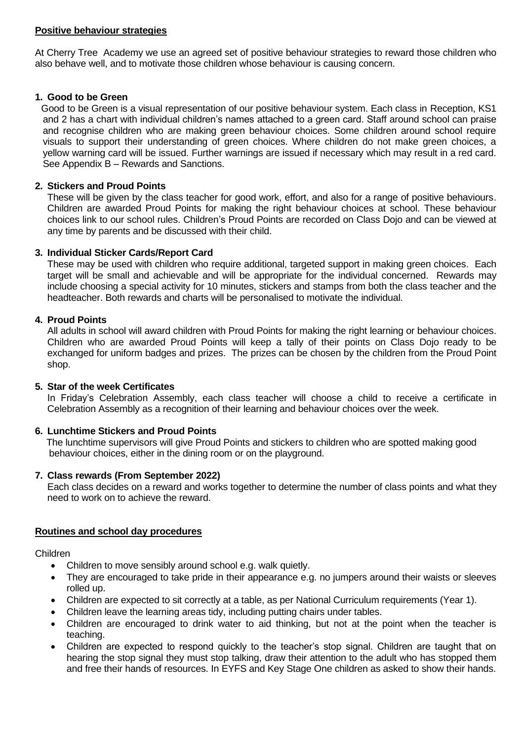## Positive behaviour strategies

At Cherry Tree Academy we use an agreed set of positive behaviour strategies to reward those children who also behave well, and to motivate those children whose behaviour is causing concern.

### 1. Good to be Green

Good to be Green is a visual representation of our positive behaviour system. Each class in Reception, KS1 and 2 has a chart with individual children's names attached to a green card. Staff around school can praise and recognise children who are making green behaviour choices. Some children around school require visuals to support their understanding of green choices. Where children do not make green choices, a yellow warning card will be issued. Further warnings are issued if necessary which may result in a red card. See Appendix B – Rewards and Sanctions.

### 2. Stickers and Proud Points

These will be given by the class teacher for good work, effort, and also for a range of positive behaviours. Children are awarded Proud Points for making the right behaviour choices at school. These behaviour choices link to our school rules. Children's Proud Points are recorded on Class Dojo and can be viewed at any time by parents and be discussed with their child.

### 3. Individual Sticker Cards/Report Card

These may be used with children who require additional, targeted support in making green choices. Each target will be small and achievable and will be appropriate for the individual concerned. Rewards may include choosing a special activity for 10 minutes, stickers and stamps from both the class teacher and the headteacher. Both rewards and charts will be personalised to motivate the individual.

### 4. Proud Points

All adults in school will award children with Proud Points for making the right learning or behaviour choices. Children who are awarded Proud Points will keep a tally of their points on Class Dojo ready to be exchanged for uniform badges and prizes. The prizes can be chosen by the children from the Proud Point shop.

### 5. Star of the week Certificates

In Friday's Celebration Assembly, each class teacher will choose a child to receive a certificate in Celebration Assembly as a recognition of their learning and behaviour choices over the week.

### 6. Lunchtime Stickers and Proud Points

The lunchtime supervisors will give Proud Points and stickers to children who are spotted making good behaviour choices, either in the dining room or on the playground.

### 7. Class rewards (From September 2022)

Each class decides on a reward and works together to determine the number of class points and what they need to work on to achieve the reward.

## Routines and school day procedures

Children

- Children to move sensibly around school e.g. walk quietly.
- They are encouraged to take pride in their appearance e.g. no jumpers around their waists or sleeves rolled up.
- Children are expected to sit correctly at a table, as per National Curriculum requirements (Year 1).
- Children leave the learning areas tidy, including putting chairs under tables.
- Children are encouraged to drink water to aid thinking, but not at the point when the teacher is teaching.
- Children are expected to respond quickly to the teacher's stop signal. Children are taught that on hearing the stop signal they must stop talking, draw their attention to the adult who has stopped them and free their hands of resources. In EYFS and Key Stage One children as asked to show their hands.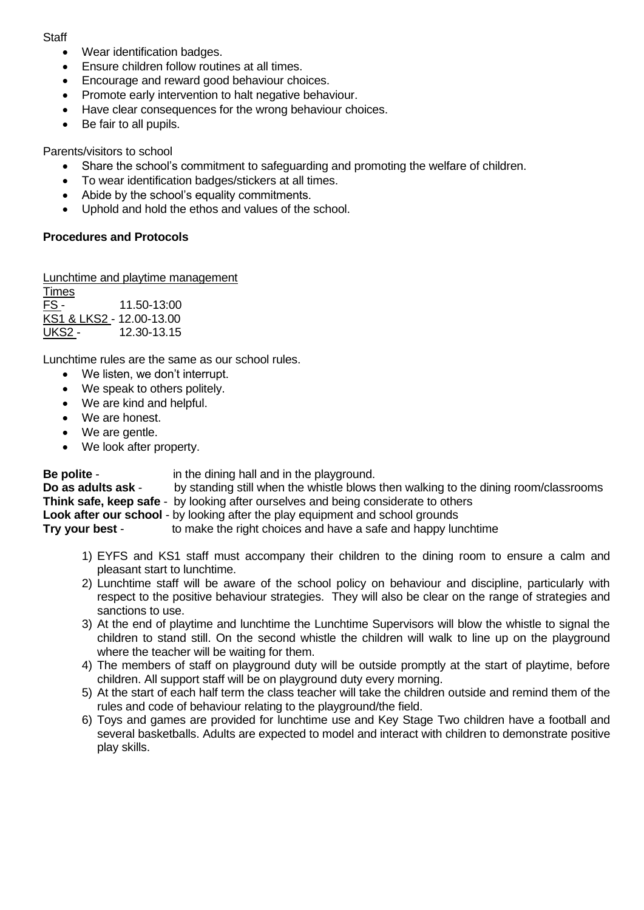Staff

- Wear identification badges.
- Ensure children follow routines at all times.
- Encourage and reward good behaviour choices.
- Promote early intervention to halt negative behaviour.
- Have clear consequences for the wrong behaviour choices.
- Be fair to all pupils.

Parents/visitors to school

- Share the school's commitment to safeguarding and promoting the welfare of children.
- To wear identification badges/stickers at all times.
- Abide by the school's equality commitments.
- Uphold and hold the ethos and values of the school.

**Procedures and Protocols**

Lunchtime and playtime management

Times
FS - 11.50-13:00
KS1 & LKS2 - 12.00-13.00
UKS2 - 12.30-13.15

Lunchtime rules are the same as our school rules.

- We listen, we don't interrupt.
- We speak to others politely.
- We are kind and helpful.
- We are honest.
- We are gentle.
- We look after property.

**Be polite** - in the dining hall and in the playground.
**Do as adults ask** - by standing still when the whistle blows then walking to the dining room/classrooms
**Think safe, keep safe** - by looking after ourselves and being considerate to others
**Look after our school** - by looking after the play equipment and school grounds
**Try your best** - to make the right choices and have a safe and happy lunchtime

1) EYFS and KS1 staff must accompany their children to the dining room to ensure a calm and pleasant start to lunchtime.
2) Lunchtime staff will be aware of the school policy on behaviour and discipline, particularly with respect to the positive behaviour strategies. They will also be clear on the range of strategies and sanctions to use.
3) At the end of playtime and lunchtime the Lunchtime Supervisors will blow the whistle to signal the children to stand still. On the second whistle the children will walk to line up on the playground where the teacher will be waiting for them.
4) The members of staff on playground duty will be outside promptly at the start of playtime, before children. All support staff will be on playground duty every morning.
5) At the start of each half term the class teacher will take the children outside and remind them of the rules and code of behaviour relating to the playground/the field.
6) Toys and games are provided for lunchtime use and Key Stage Two children have a football and several basketballs. Adults are expected to model and interact with children to demonstrate positive play skills.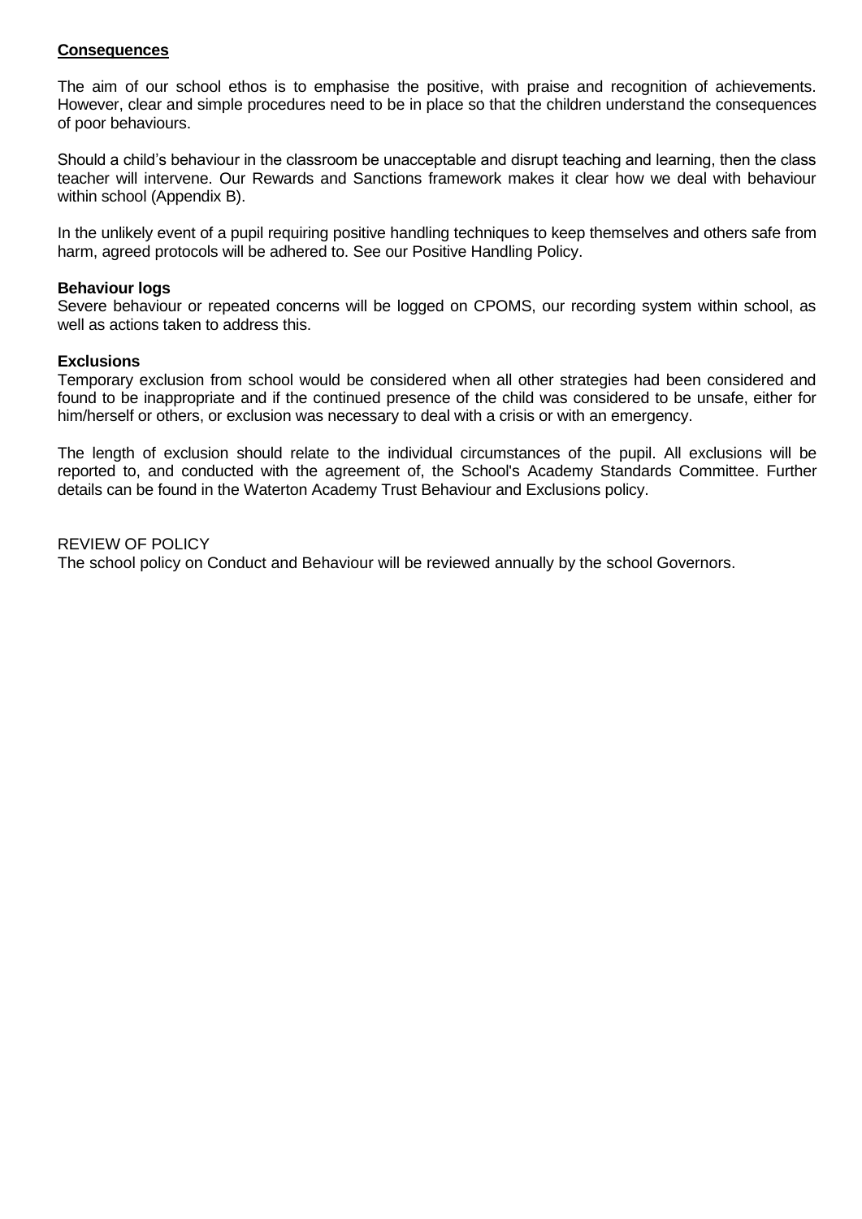## Consequences

The aim of our school ethos is to emphasise the positive, with praise and recognition of achievements. However, clear and simple procedures need to be in place so that the children understand the consequences of poor behaviours.

Should a child's behaviour in the classroom be unacceptable and disrupt teaching and learning, then the class teacher will intervene. Our Rewards and Sanctions framework makes it clear how we deal with behaviour within school (Appendix B).

In the unlikely event of a pupil requiring positive handling techniques to keep themselves and others safe from harm, agreed protocols will be adhered to. See our Positive Handling Policy.

**Behaviour logs**

Severe behaviour or repeated concerns will be logged on CPOMS, our recording system within school, as well as actions taken to address this.

**Exclusions**

Temporary exclusion from school would be considered when all other strategies had been considered and found to be inappropriate and if the continued presence of the child was considered to be unsafe, either for him/herself or others, or exclusion was necessary to deal with a crisis or with an emergency.

The length of exclusion should relate to the individual circumstances of the pupil. All exclusions will be reported to, and conducted with the agreement of, the School's Academy Standards Committee. Further details can be found in the Waterton Academy Trust Behaviour and Exclusions policy.

REVIEW OF POLICY

The school policy on Conduct and Behaviour will be reviewed annually by the school Governors.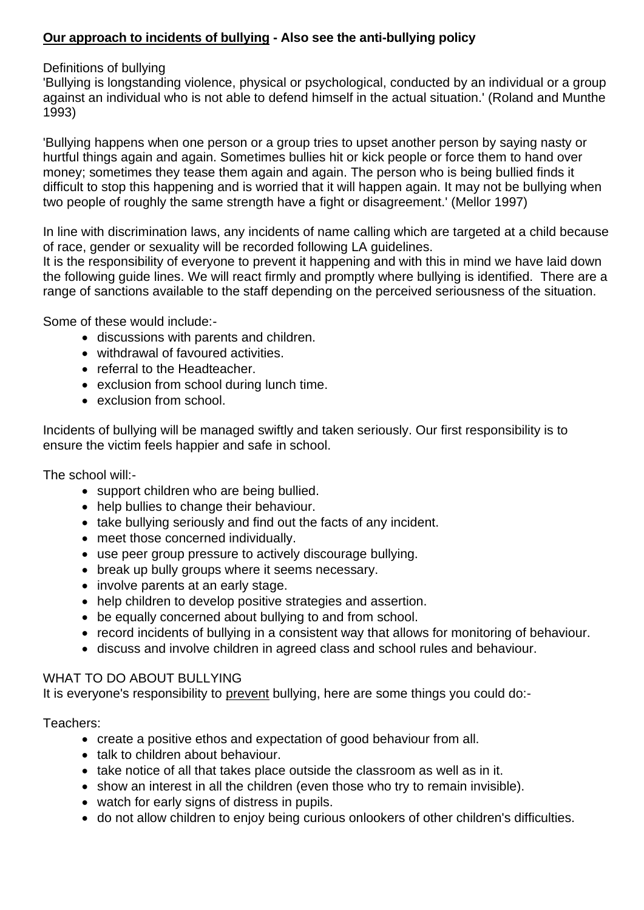**<u>Our approach to incidents of bullying</u> - Also see the anti-bullying policy**

Definitions of bullying

'Bullying is longstanding violence, physical or psychological, conducted by an individual or a group against an individual who is not able to defend himself in the actual situation.' (Roland and Munthe 1993)

'Bullying happens when one person or a group tries to upset another person by saying nasty or hurtful things again and again. Sometimes bullies hit or kick people or force them to hand over money; sometimes they tease them again and again. The person who is being bullied finds it difficult to stop this happening and is worried that it will happen again. It may not be bullying when two people of roughly the same strength have a fight or disagreement.' (Mellor 1997)

In line with discrimination laws, any incidents of name calling which are targeted at a child because of race, gender or sexuality will be recorded following LA guidelines.
It is the responsibility of everyone to prevent it happening and with this in mind we have laid down the following guide lines. We will react firmly and promptly where bullying is identified. There are a range of sanctions available to the staff depending on the perceived seriousness of the situation.

Some of these would include:-

- discussions with parents and children.
- withdrawal of favoured activities.
- referral to the Headteacher.
- exclusion from school during lunch time.
- exclusion from school.

Incidents of bullying will be managed swiftly and taken seriously. Our first responsibility is to ensure the victim feels happier and safe in school.

The school will:-

- support children who are being bullied.
- help bullies to change their behaviour.
- take bullying seriously and find out the facts of any incident.
- meet those concerned individually.
- use peer group pressure to actively discourage bullying.
- break up bully groups where it seems necessary.
- involve parents at an early stage.
- help children to develop positive strategies and assertion.
- be equally concerned about bullying to and from school.
- record incidents of bullying in a consistent way that allows for monitoring of behaviour.
- discuss and involve children in agreed class and school rules and behaviour.

WHAT TO DO ABOUT BULLYING

It is everyone's responsibility to <u>prevent</u> bullying, here are some things you could do:-

Teachers:

- create a positive ethos and expectation of good behaviour from all.
- talk to children about behaviour.
- take notice of all that takes place outside the classroom as well as in it.
- show an interest in all the children (even those who try to remain invisible).
- watch for early signs of distress in pupils.
- do not allow children to enjoy being curious onlookers of other children's difficulties.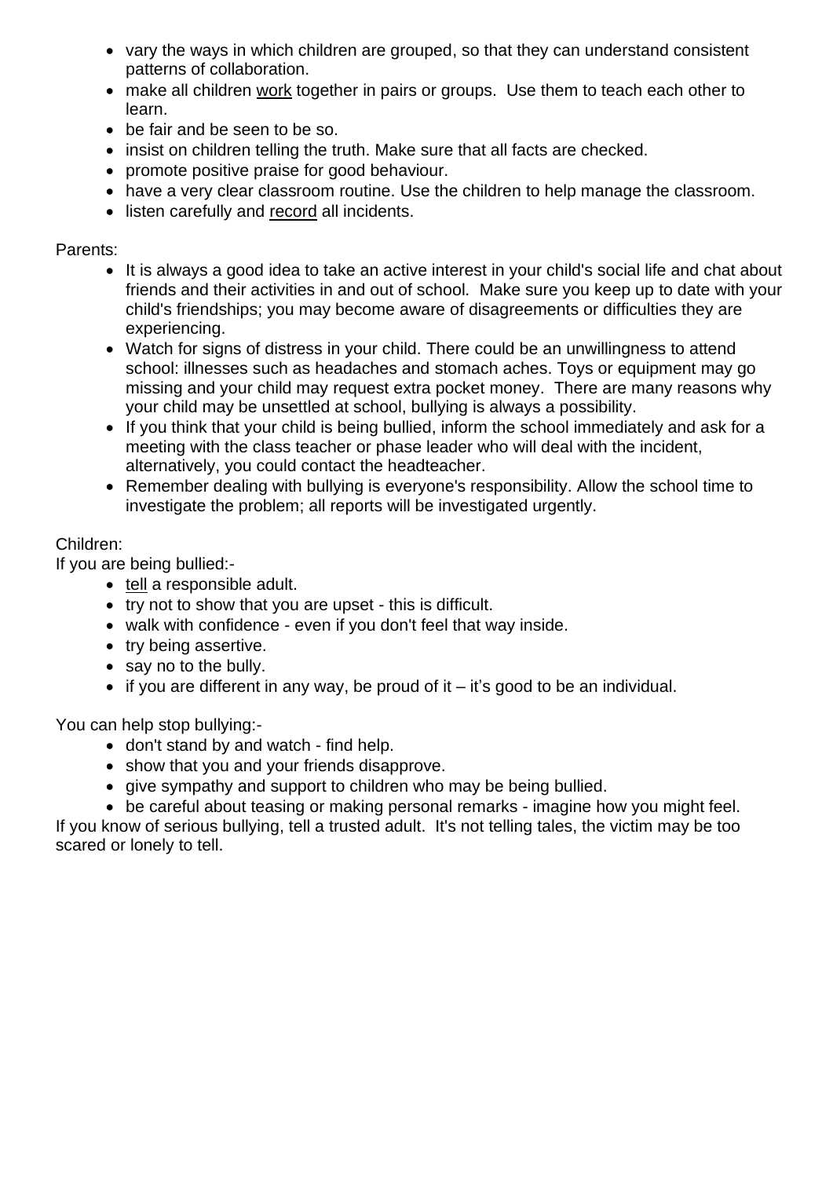- vary the ways in which children are grouped, so that they can understand consistent patterns of collaboration.
- make all children <u>work</u> together in pairs or groups. Use them to teach each other to learn.
- be fair and be seen to be so.
- insist on children telling the truth. Make sure that all facts are checked.
- promote positive praise for good behaviour.
- have a very clear classroom routine. Use the children to help manage the classroom.
- listen carefully and <u>record</u> all incidents.

Parents:

- It is always a good idea to take an active interest in your child's social life and chat about friends and their activities in and out of school. Make sure you keep up to date with your child's friendships; you may become aware of disagreements or difficulties they are experiencing.
- Watch for signs of distress in your child. There could be an unwillingness to attend school: illnesses such as headaches and stomach aches. Toys or equipment may go missing and your child may request extra pocket money. There are many reasons why your child may be unsettled at school, bullying is always a possibility.
- If you think that your child is being bullied, inform the school immediately and ask for a meeting with the class teacher or phase leader who will deal with the incident, alternatively, you could contact the headteacher.
- Remember dealing with bullying is everyone's responsibility. Allow the school time to investigate the problem; all reports will be investigated urgently.

Children:

If you are being bullied:-

- <u>tell</u> a responsible adult.
- try not to show that you are upset - this is difficult.
- walk with confidence - even if you don't feel that way inside.
- try being assertive.
- say no to the bully.
- if you are different in any way, be proud of it – it's good to be an individual.

You can help stop bullying:-

- don't stand by and watch - find help.
- show that you and your friends disapprove.
- give sympathy and support to children who may be being bullied.
- be careful about teasing or making personal remarks - imagine how you might feel.

If you know of serious bullying, tell a trusted adult. It's not telling tales, the victim may be too scared or lonely to tell.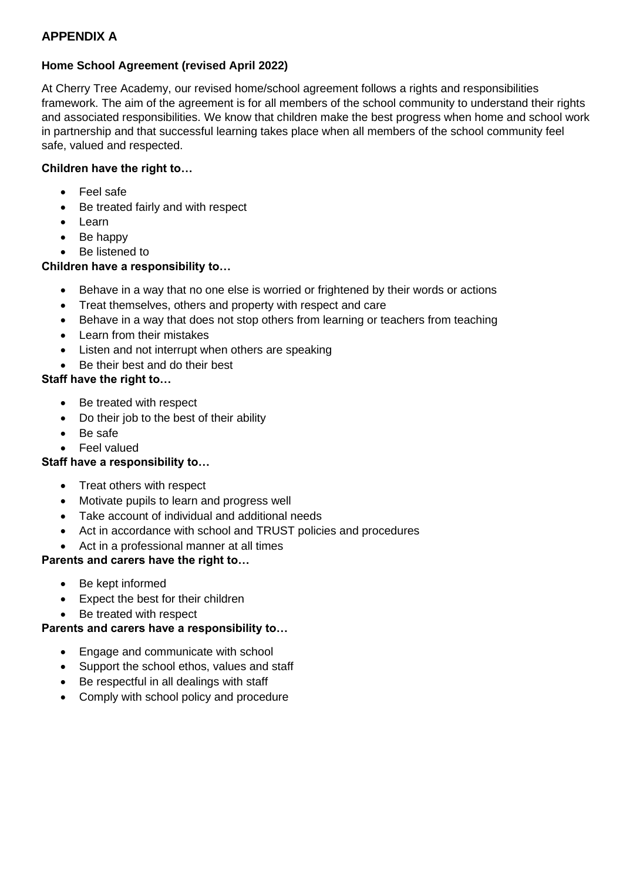## APPENDIX A

**Home School Agreement (revised April 2022)**

At Cherry Tree Academy, our revised home/school agreement follows a rights and responsibilities framework. The aim of the agreement is for all members of the school community to understand their rights and associated responsibilities. We know that children make the best progress when home and school work in partnership and that successful learning takes place when all members of the school community feel safe, valued and respected.

**Children have the right to…**

- Feel safe
- Be treated fairly and with respect
- Learn
- Be happy
- Be listened to

**Children have a responsibility to…**

- Behave in a way that no one else is worried or frightened by their words or actions
- Treat themselves, others and property with respect and care
- Behave in a way that does not stop others from learning or teachers from teaching
- Learn from their mistakes
- Listen and not interrupt when others are speaking
- Be their best and do their best

**Staff have the right to…**

- Be treated with respect
- Do their job to the best of their ability
- Be safe
- Feel valued

**Staff have a responsibility to…**

- Treat others with respect
- Motivate pupils to learn and progress well
- Take account of individual and additional needs
- Act in accordance with school and TRUST policies and procedures
- Act in a professional manner at all times

**Parents and carers have the right to…**

- Be kept informed
- Expect the best for their children
- Be treated with respect

**Parents and carers have a responsibility to…**

- Engage and communicate with school
- Support the school ethos, values and staff
- Be respectful in all dealings with staff
- Comply with school policy and procedure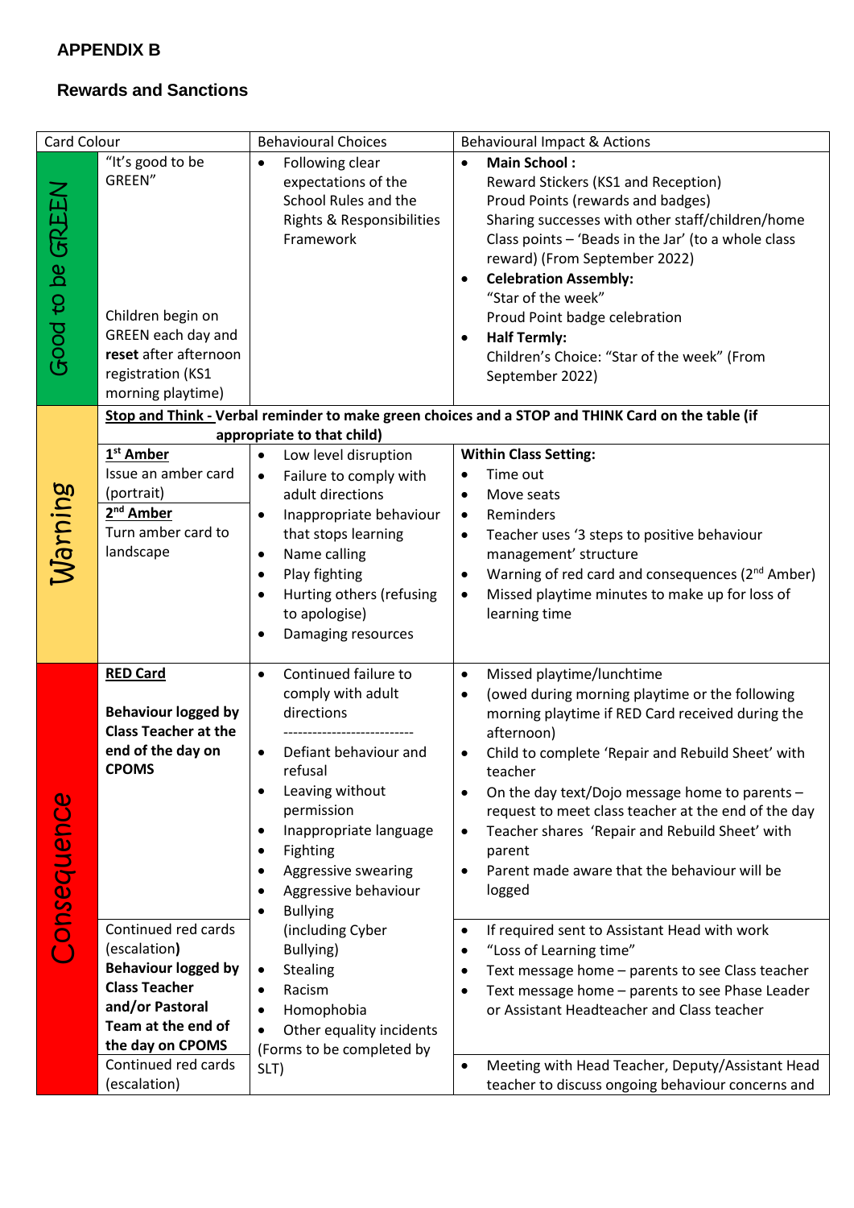**APPENDIX B**

**Rewards and Sanctions**

| Card Colour | | Behavioural Choices | Behavioural Impact & Actions |
|---|---|---|---|
| Good to be GREEN | "It's good to be GREEN"<br><br>Children begin on GREEN each day and **reset** after afternoon registration (KS1 morning playtime) | • Following clear expectations of the School Rules and the Rights & Responsibilities Framework | • **Main School :**<br>Reward Stickers (KS1 and Reception)<br>Proud Points (rewards and badges)<br>Sharing successes with other staff/children/home<br>Class points – 'Beads in the Jar' (to a whole class reward) (From September 2022)<br>• **Celebration Assembly:**<br>"Star of the week"<br>Proud Point badge celebration<br>• **Half Termly:**<br>Children's Choice: "Star of the week" (From September 2022) |
| Warning | **Stop and Think -** **Verbal reminder to make green choices and a STOP and THINK Card on the table (if appropriate to that child)** | | |
| | **1st Amber**<br>Issue an amber card (portrait)<br>**2nd Amber**<br>Turn amber card to landscape | • Low level disruption<br>• Failure to comply with adult directions<br>• Inappropriate behaviour that stops learning<br>• Name calling<br>• Play fighting<br>• Hurting others (refusing to apologise)<br>• Damaging resources | **Within Class Setting:**<br>• Time out<br>• Move seats<br>• Reminders<br>• Teacher uses '3 steps to positive behaviour management' structure<br>• Warning of red card and consequences (2nd Amber)<br>• Missed playtime minutes to make up for loss of learning time |
| Consequence | **RED Card**<br><br>**Behaviour logged by Class Teacher at the end of the day on CPOMS** | • Continued failure to comply with adult directions<br>---------------------------<br>• Defiant behaviour and refusal<br>• Leaving without permission<br>• Inappropriate language<br>• Fighting<br>• Aggressive swearing<br>• Aggressive behaviour<br>• Bullying (including Cyber Bullying)<br>• Stealing<br>• Racism<br>• Homophobia<br>• Other equality incidents<br>(Forms to be completed by SLT) | • Missed playtime/lunchtime<br>• (owed during morning playtime or the following morning playtime if RED Card received during the afternoon)<br>• Child to complete 'Repair and Rebuild Sheet' with teacher<br>• On the day text/Dojo message home to parents – request to meet class teacher at the end of the day<br>• Teacher shares 'Repair and Rebuild Sheet' with parent<br>• Parent made aware that the behaviour will be logged |
| | Continued red cards (escalation**)**<br>**Behaviour logged by Class Teacher and/or Pastoral Team at the end of the day on CPOMS** | | • If required sent to Assistant Head with work<br>• "Loss of Learning time"<br>• Text message home – parents to see Class teacher<br>• Text message home – parents to see Phase Leader or Assistant Headteacher and Class teacher |
| | Continued red cards (escalation) | | • Meeting with Head Teacher, Deputy/Assistant Head teacher to discuss ongoing behaviour concerns and |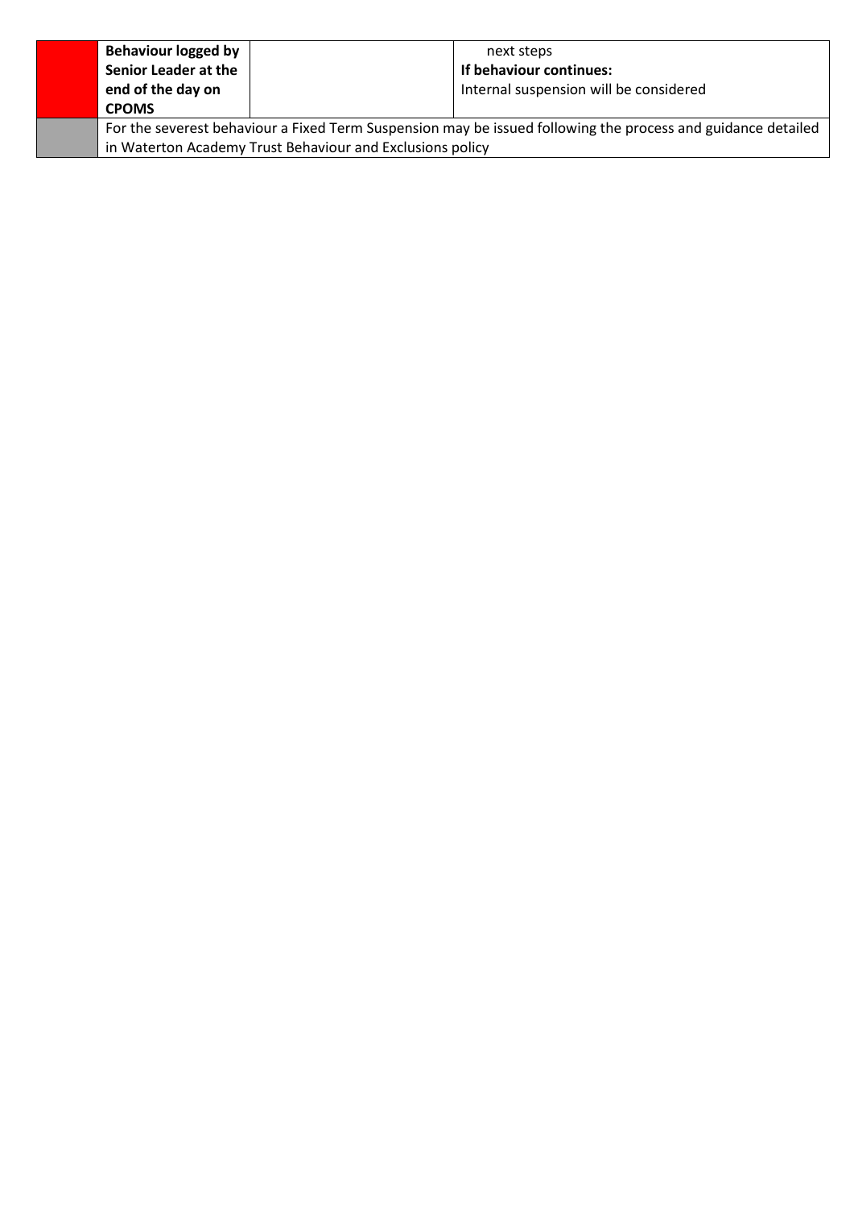| | | | |
|---|---|---|---|
| | **Behaviour logged by Senior Leader at the end of the day on CPOMS** | | next steps<br>**If behaviour continues:**<br>Internal suspension will be considered |
| | For the severest behaviour a Fixed Term Suspension may be issued following the process and guidance detailed in Waterton Academy Trust Behaviour and Exclusions policy | | |